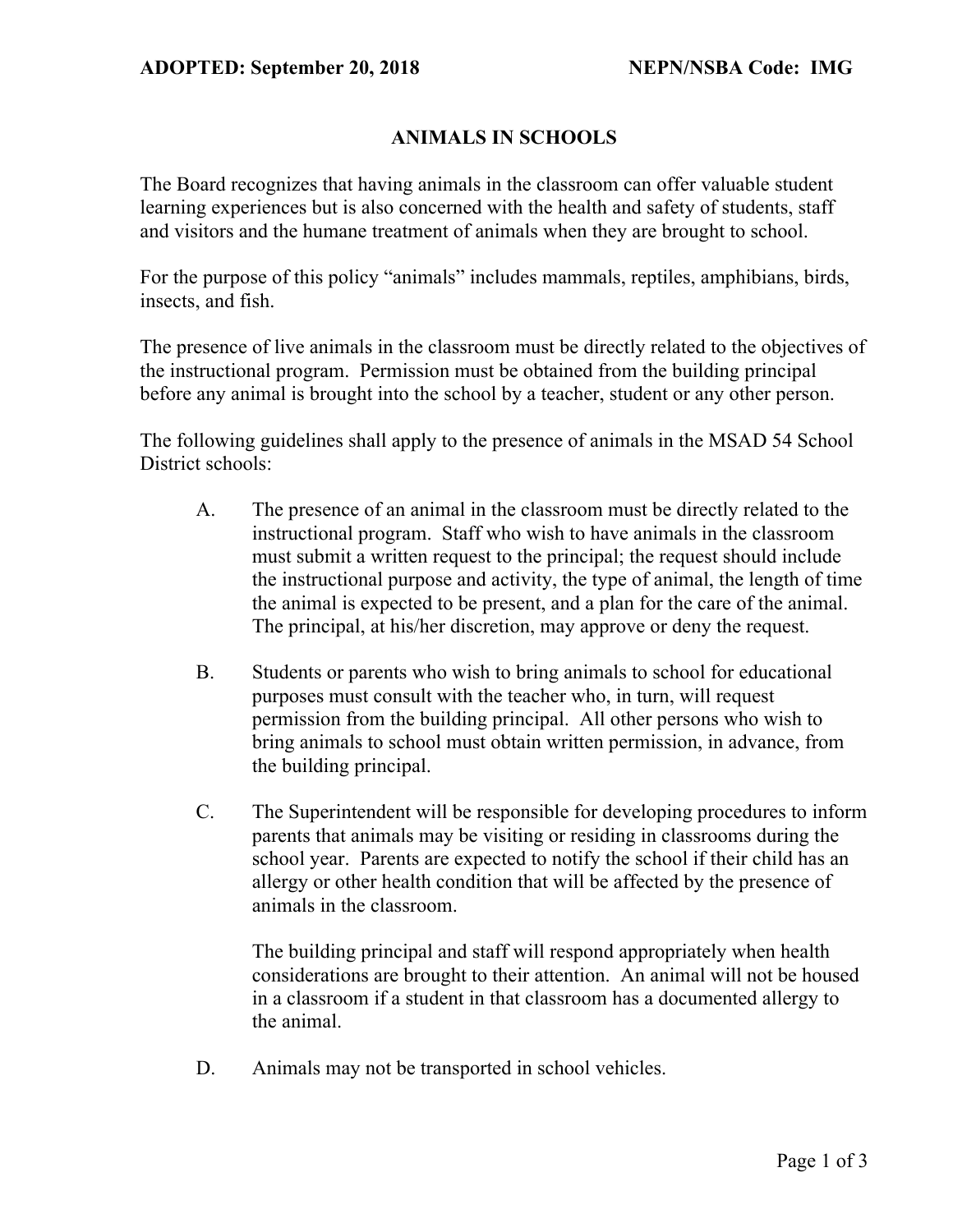ADOPTED: September 20, 2018 NEPN/NSBA Code: IMG

# ANIMALS IN SCHOOLS

The Board recognizes that having animals in the classroom can offer valuable student learning experiences but is also concerned with the health and safety of students, staff and visitors and the humane treatment of animals when they are brought to school.

For the purpose of this policy "animals" includes mammals, reptiles, amphibians, birds, insects, and fish.

The presence of live animals in the classroom must be directly related to the objectives of the instructional program. Permission must be obtained from the building principal before any animal is brought into the school by a teacher, student or any other person.

The following guidelines shall apply to the presence of animals in the MSAD 54 School District schools:

A. The presence of an animal in the classroom must be directly related to the instructional program. Staff who wish to have animals in the classroom must submit a written request to the principal; the request should include the instructional purpose and activity, the type of animal, the length of time the animal is expected to be present, and a plan for the care of the animal. The principal, at his/her discretion, may approve or deny the request.

B. Students or parents who wish to bring animals to school for educational purposes must consult with the teacher who, in turn, will request permission from the building principal. All other persons who wish to bring animals to school must obtain written permission, in advance, from the building principal.

C. The Superintendent will be responsible for developing procedures to inform parents that animals may be visiting or residing in classrooms during the school year. Parents are expected to notify the school if their child has an allergy or other health condition that will be affected by the presence of animals in the classroom.

   The building principal and staff will respond appropriately when health considerations are brought to their attention. An animal will not be housed in a classroom if a student in that classroom has a documented allergy to the animal.

D. Animals may not be transported in school vehicles.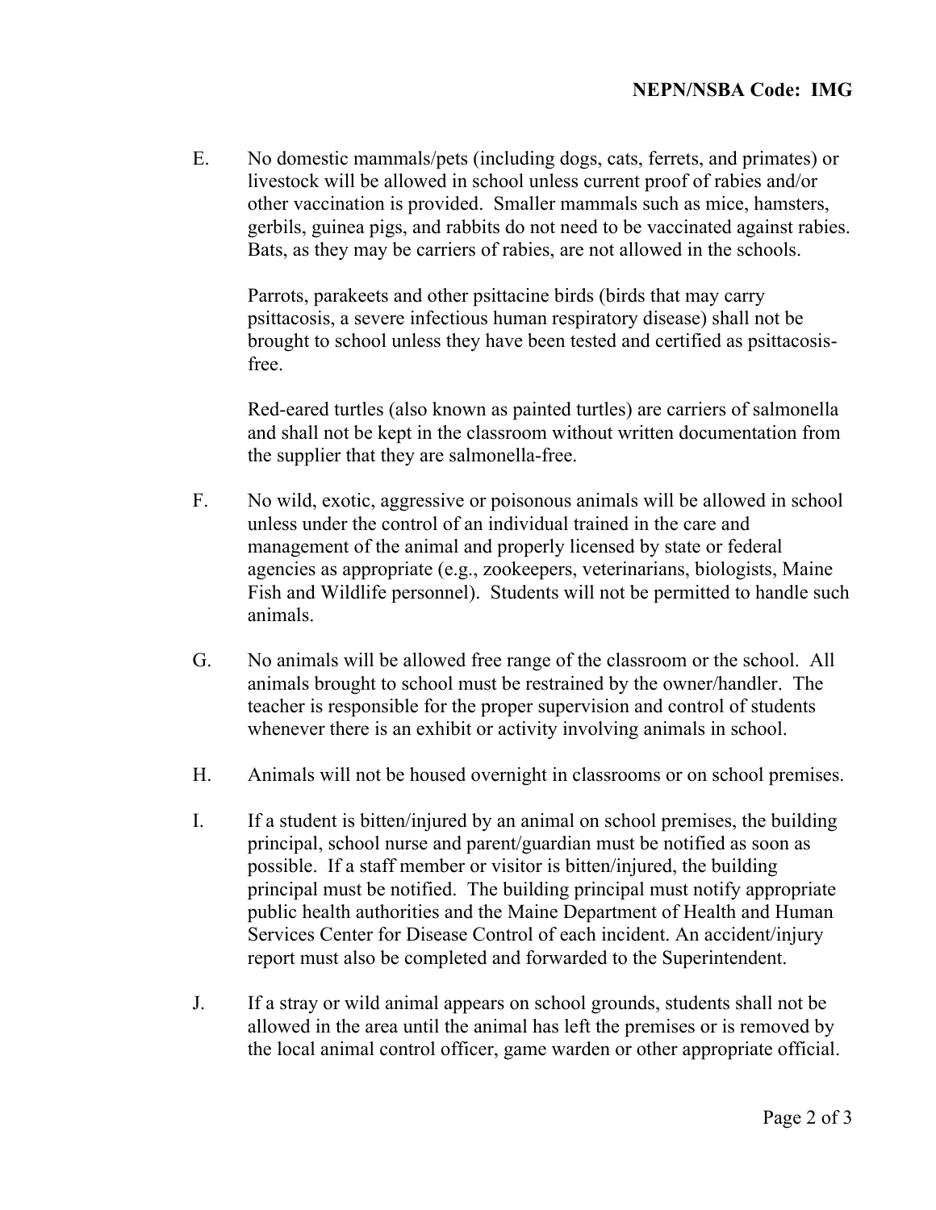E. No domestic mammals/pets (including dogs, cats, ferrets, and primates) or livestock will be allowed in school unless current proof of rabies and/or other vaccination is provided. Smaller mammals such as mice, hamsters, gerbils, guinea pigs, and rabbits do not need to be vaccinated against rabies. Bats, as they may be carriers of rabies, are not allowed in the schools.

   Parrots, parakeets and other psittacine birds (birds that may carry psittacosis, a severe infectious human respiratory disease) shall not be brought to school unless they have been tested and certified as psittacosis-free.

   Red-eared turtles (also known as painted turtles) are carriers of salmonella and shall not be kept in the classroom without written documentation from the supplier that they are salmonella-free.

F. No wild, exotic, aggressive or poisonous animals will be allowed in school unless under the control of an individual trained in the care and management of the animal and properly licensed by state or federal agencies as appropriate (e.g., zookeepers, veterinarians, biologists, Maine Fish and Wildlife personnel). Students will not be permitted to handle such animals.

G. No animals will be allowed free range of the classroom or the school. All animals brought to school must be restrained by the owner/handler. The teacher is responsible for the proper supervision and control of students whenever there is an exhibit or activity involving animals in school.

H. Animals will not be housed overnight in classrooms or on school premises.

I. If a student is bitten/injured by an animal on school premises, the building principal, school nurse and parent/guardian must be notified as soon as possible. If a staff member or visitor is bitten/injured, the building principal must be notified. The building principal must notify appropriate public health authorities and the Maine Department of Health and Human Services Center for Disease Control of each incident. An accident/injury report must also be completed and forwarded to the Superintendent.

J. If a stray or wild animal appears on school grounds, students shall not be allowed in the area until the animal has left the premises or is removed by the local animal control officer, game warden or other appropriate official.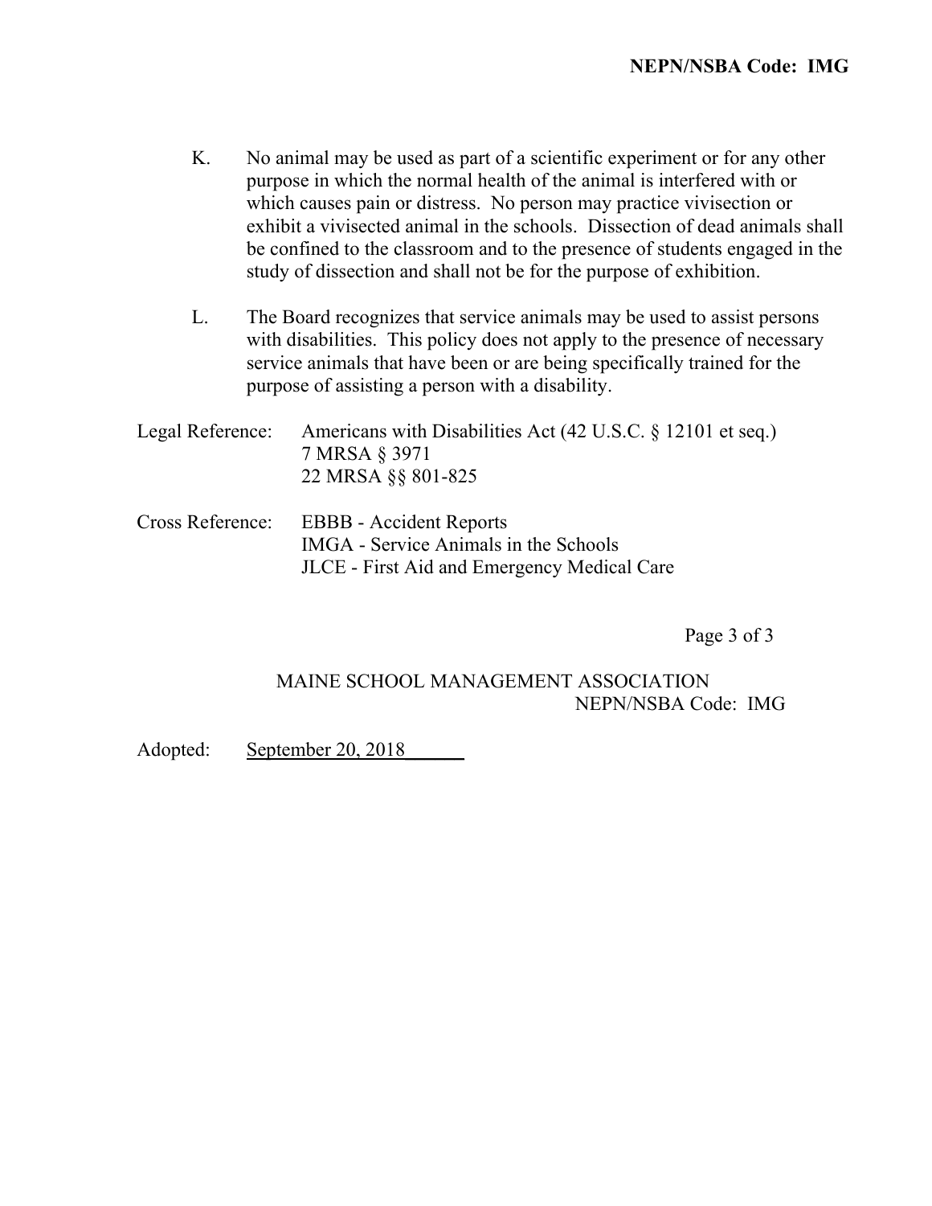K. No animal may be used as part of a scientific experiment or for any other purpose in which the normal health of the animal is interfered with or which causes pain or distress. No person may practice vivisection or exhibit a vivisected animal in the schools. Dissection of dead animals shall be confined to the classroom and to the presence of students engaged in the study of dissection and shall not be for the purpose of exhibition.

L. The Board recognizes that service animals may be used to assist persons with disabilities. This policy does not apply to the presence of necessary service animals that have been or are being specifically trained for the purpose of assisting a person with a disability.

Legal Reference: Americans with Disabilities Act (42 U.S.C. § 12101 et seq.)
7 MRSA § 3971
22 MRSA §§ 801-825

Cross Reference: EBBB - Accident Reports
IMGA - Service Animals in the Schools
JLCE - First Aid and Emergency Medical Care

MAINE SCHOOL MANAGEMENT ASSOCIATION
NEPN/NSBA Code: IMG

Adopted: September 20, 2018